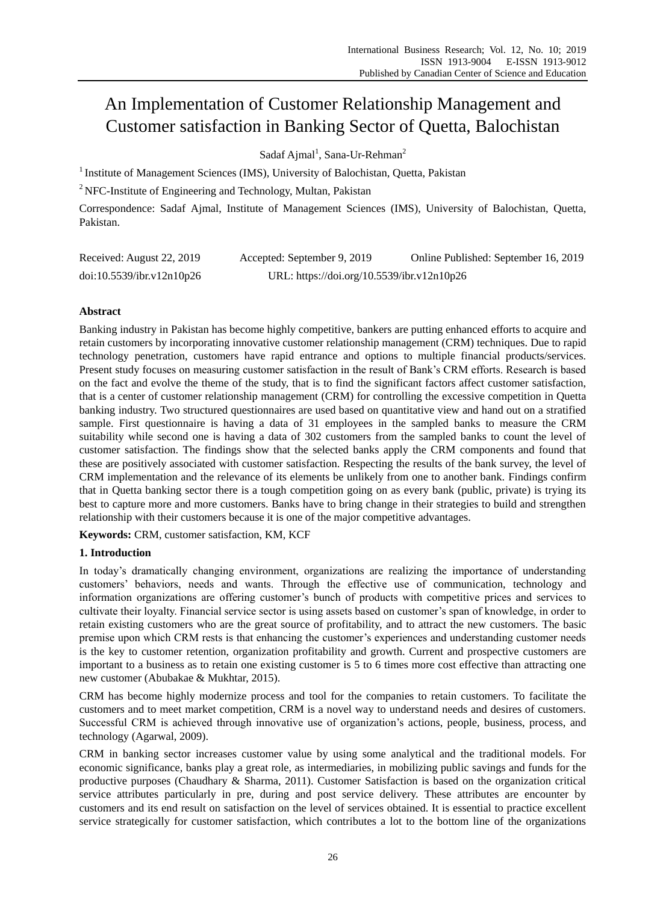# An Implementation of Customer Relationship Management and Customer satisfaction in Banking Sector of Quetta, Balochistan

Sadaf Ajmal[1], Sana-Ur-Rehman[2]

[1] Institute of Management Sciences (IMS), University of Balochistan, Quetta, Pakistan

[2] NFC-Institute of Engineering and Technology, Multan, Pakistan

Correspondence: Sadaf Ajmal, Institute of Management Sciences (IMS), University of Balochistan, Quetta, Pakistan.

Received: August 22, 2019 Accepted: September 9, 2019 Online Published: September 16, 2019

doi:10.5539/ibr.v12n10p26 URL: https://doi.org/10.5539/ibr.v12n10p26

## Abstract

Banking industry in Pakistan has become highly competitive, bankers are putting enhanced efforts to acquire and retain customers by incorporating innovative customer relationship management (CRM) techniques. Due to rapid technology penetration, customers have rapid entrance and options to multiple financial products/services. Present study focuses on measuring customer satisfaction in the result of Bank's CRM efforts. Research is based on the fact and evolve the theme of the study, that is to find the significant factors affect customer satisfaction, that is a center of customer relationship management (CRM) for controlling the excessive competition in Quetta banking industry. Two structured questionnaires are used based on quantitative view and hand out on a stratified sample. First questionnaire is having a data of 31 employees in the sampled banks to measure the CRM suitability while second one is having a data of 302 customers from the sampled banks to count the level of customer satisfaction. The findings show that the selected banks apply the CRM components and found that these are positively associated with customer satisfaction. Respecting the results of the bank survey, the level of CRM implementation and the relevance of its elements be unlikely from one to another bank. Findings confirm that in Quetta banking sector there is a tough competition going on as every bank (public, private) is trying its best to capture more and more customers. Banks have to bring change in their strategies to build and strengthen relationship with their customers because it is one of the major competitive advantages.

**Keywords:** CRM, customer satisfaction, KM, KCF

## 1. Introduction

In today's dramatically changing environment, organizations are realizing the importance of understanding customers' behaviors, needs and wants. Through the effective use of communication, technology and information organizations are offering customer's bunch of products with competitive prices and services to cultivate their loyalty. Financial service sector is using assets based on customer's span of knowledge, in order to retain existing customers who are the great source of profitability, and to attract the new customers. The basic premise upon which CRM rests is that enhancing the customer's experiences and understanding customer needs is the key to customer retention, organization profitability and growth. Current and prospective customers are important to a business as to retain one existing customer is 5 to 6 times more cost effective than attracting one new customer (Abubakae & Mukhtar, 2015).

CRM has become highly modernize process and tool for the companies to retain customers. To facilitate the customers and to meet market competition, CRM is a novel way to understand needs and desires of customers. Successful CRM is achieved through innovative use of organization's actions, people, business, process, and technology (Agarwal, 2009).

CRM in banking sector increases customer value by using some analytical and the traditional models. For economic significance, banks play a great role, as intermediaries, in mobilizing public savings and funds for the productive purposes (Chaudhary & Sharma, 2011). Customer Satisfaction is based on the organization critical service attributes particularly in pre, during and post service delivery. These attributes are encounter by customers and its end result on satisfaction on the level of services obtained. It is essential to practice excellent service strategically for customer satisfaction, which contributes a lot to the bottom line of the organizations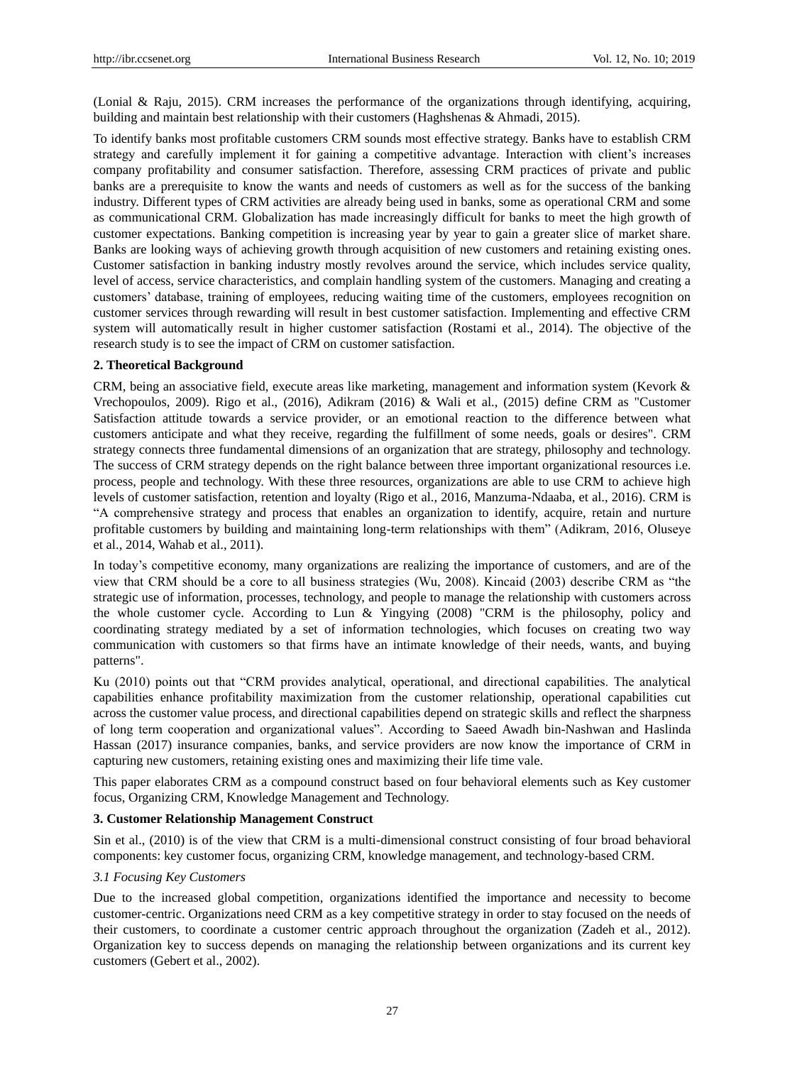(Lonial & Raju, 2015). CRM increases the performance of the organizations through identifying, acquiring, building and maintain best relationship with their customers (Haghshenas & Ahmadi, 2015).

To identify banks most profitable customers CRM sounds most effective strategy. Banks have to establish CRM strategy and carefully implement it for gaining a competitive advantage. Interaction with client's increases company profitability and consumer satisfaction. Therefore, assessing CRM practices of private and public banks are a prerequisite to know the wants and needs of customers as well as for the success of the banking industry. Different types of CRM activities are already being used in banks, some as operational CRM and some as communicational CRM. Globalization has made increasingly difficult for banks to meet the high growth of customer expectations. Banking competition is increasing year by year to gain a greater slice of market share. Banks are looking ways of achieving growth through acquisition of new customers and retaining existing ones. Customer satisfaction in banking industry mostly revolves around the service, which includes service quality, level of access, service characteristics, and complain handling system of the customers. Managing and creating a customers' database, training of employees, reducing waiting time of the customers, employees recognition on customer services through rewarding will result in best customer satisfaction. Implementing and effective CRM system will automatically result in higher customer satisfaction (Rostami et al., 2014). The objective of the research study is to see the impact of CRM on customer satisfaction.

## 2. Theoretical Background

CRM, being an associative field, execute areas like marketing, management and information system (Kevork & Vrechopoulos, 2009). Rigo et al., (2016), Adikram (2016) & Wali et al., (2015) define CRM as "Customer Satisfaction attitude towards a service provider, or an emotional reaction to the difference between what customers anticipate and what they receive, regarding the fulfillment of some needs, goals or desires". CRM strategy connects three fundamental dimensions of an organization that are strategy, philosophy and technology. The success of CRM strategy depends on the right balance between three important organizational resources i.e. process, people and technology. With these three resources, organizations are able to use CRM to achieve high levels of customer satisfaction, retention and loyalty (Rigo et al., 2016, Manzuma-Ndaaba, et al., 2016). CRM is "A comprehensive strategy and process that enables an organization to identify, acquire, retain and nurture profitable customers by building and maintaining long-term relationships with them" (Adikram, 2016, Oluseye et al., 2014, Wahab et al., 2011).

In today's competitive economy, many organizations are realizing the importance of customers, and are of the view that CRM should be a core to all business strategies (Wu, 2008). Kincaid (2003) describe CRM as "the strategic use of information, processes, technology, and people to manage the relationship with customers across the whole customer cycle. According to Lun & Yingying (2008) "CRM is the philosophy, policy and coordinating strategy mediated by a set of information technologies, which focuses on creating two way communication with customers so that firms have an intimate knowledge of their needs, wants, and buying patterns".

Ku (2010) points out that "CRM provides analytical, operational, and directional capabilities. The analytical capabilities enhance profitability maximization from the customer relationship, operational capabilities cut across the customer value process, and directional capabilities depend on strategic skills and reflect the sharpness of long term cooperation and organizational values". According to Saeed Awadh bin-Nashwan and Haslinda Hassan (2017) insurance companies, banks, and service providers are now know the importance of CRM in capturing new customers, retaining existing ones and maximizing their life time vale.

This paper elaborates CRM as a compound construct based on four behavioral elements such as Key customer focus, Organizing CRM, Knowledge Management and Technology.

## 3. Customer Relationship Management Construct

Sin et al., (2010) is of the view that CRM is a multi-dimensional construct consisting of four broad behavioral components: key customer focus, organizing CRM, knowledge management, and technology-based CRM.

### *3.1 Focusing Key Customers*

Due to the increased global competition, organizations identified the importance and necessity to become customer-centric. Organizations need CRM as a key competitive strategy in order to stay focused on the needs of their customers, to coordinate a customer centric approach throughout the organization (Zadeh et al., 2012). Organization key to success depends on managing the relationship between organizations and its current key customers (Gebert et al., 2002).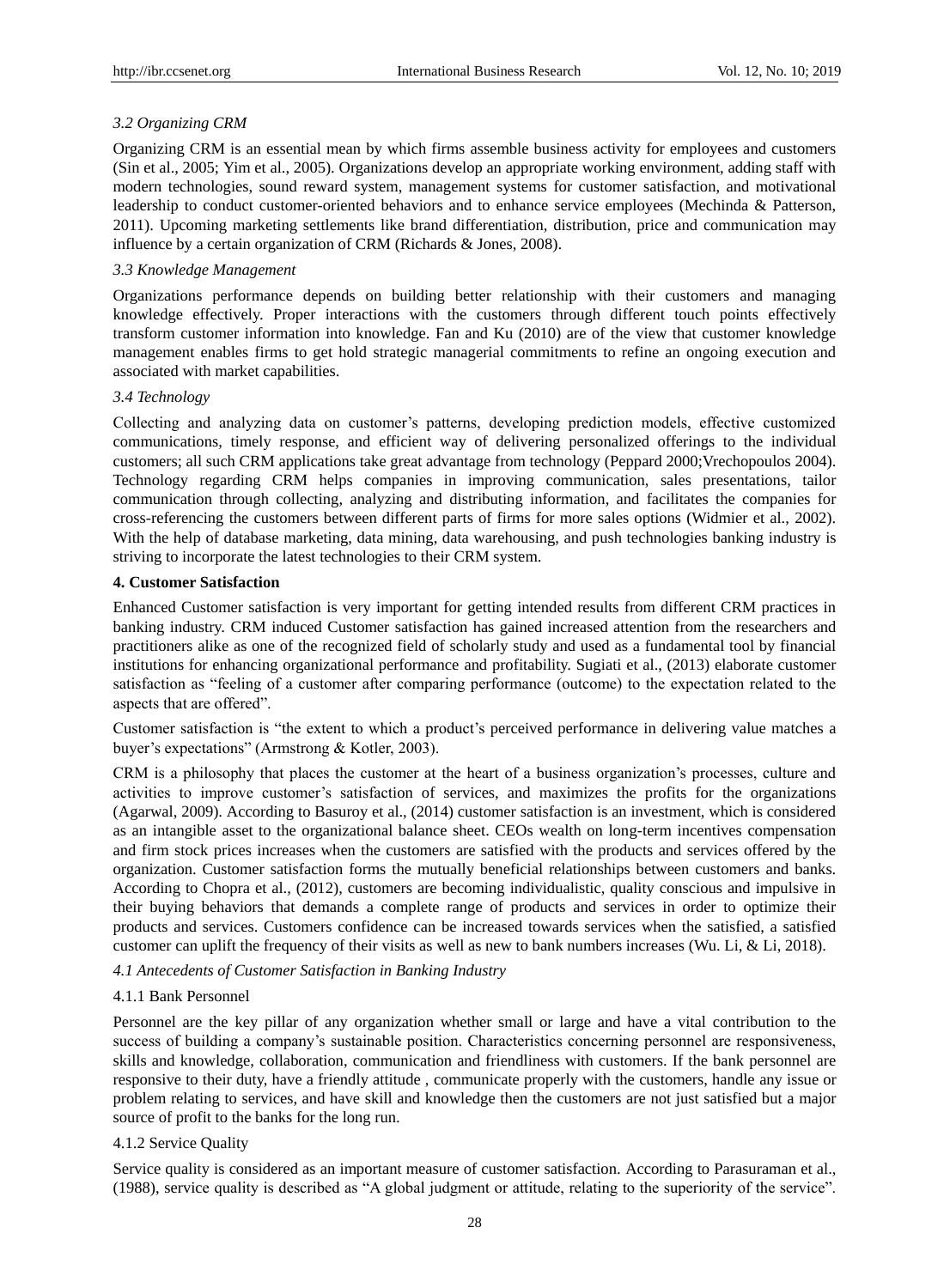### *3.2 Organizing CRM*

Organizing CRM is an essential mean by which firms assemble business activity for employees and customers (Sin et al., 2005; Yim et al., 2005). Organizations develop an appropriate working environment, adding staff with modern technologies, sound reward system, management systems for customer satisfaction, and motivational leadership to conduct customer-oriented behaviors and to enhance service employees (Mechinda & Patterson, 2011). Upcoming marketing settlements like brand differentiation, distribution, price and communication may influence by a certain organization of CRM (Richards & Jones, 2008).

### *3.3 Knowledge Management*

Organizations performance depends on building better relationship with their customers and managing knowledge effectively. Proper interactions with the customers through different touch points effectively transform customer information into knowledge. Fan and Ku (2010) are of the view that customer knowledge management enables firms to get hold strategic managerial commitments to refine an ongoing execution and associated with market capabilities.

### *3.4 Technology*

Collecting and analyzing data on customer's patterns, developing prediction models, effective customized communications, timely response, and efficient way of delivering personalized offerings to the individual customers; all such CRM applications take great advantage from technology (Peppard 2000;Vrechopoulos 2004). Technology regarding CRM helps companies in improving communication, sales presentations, tailor communication through collecting, analyzing and distributing information, and facilitates the companies for cross-referencing the customers between different parts of firms for more sales options (Widmier et al., 2002). With the help of database marketing, data mining, data warehousing, and push technologies banking industry is striving to incorporate the latest technologies to their CRM system.

## 4. Customer Satisfaction

Enhanced Customer satisfaction is very important for getting intended results from different CRM practices in banking industry. CRM induced Customer satisfaction has gained increased attention from the researchers and practitioners alike as one of the recognized field of scholarly study and used as a fundamental tool by financial institutions for enhancing organizational performance and profitability. Sugiati et al., (2013) elaborate customer satisfaction as "feeling of a customer after comparing performance (outcome) to the expectation related to the aspects that are offered".

Customer satisfaction is "the extent to which a product's perceived performance in delivering value matches a buyer's expectations" (Armstrong & Kotler, 2003).

CRM is a philosophy that places the customer at the heart of a business organization's processes, culture and activities to improve customer's satisfaction of services, and maximizes the profits for the organizations (Agarwal, 2009). According to Basuroy et al., (2014) customer satisfaction is an investment, which is considered as an intangible asset to the organizational balance sheet. CEOs wealth on long-term incentives compensation and firm stock prices increases when the customers are satisfied with the products and services offered by the organization. Customer satisfaction forms the mutually beneficial relationships between customers and banks. According to Chopra et al., (2012), customers are becoming individualistic, quality conscious and impulsive in their buying behaviors that demands a complete range of products and services in order to optimize their products and services. Customers confidence can be increased towards services when the satisfied, a satisfied customer can uplift the frequency of their visits as well as new to bank numbers increases (Wu. Li, & Li, 2018).

### *4.1 Antecedents of Customer Satisfaction in Banking Industry*

#### 4.1.1 Bank Personnel

Personnel are the key pillar of any organization whether small or large and have a vital contribution to the success of building a company's sustainable position. Characteristics concerning personnel are responsiveness, skills and knowledge, collaboration, communication and friendliness with customers. If the bank personnel are responsive to their duty, have a friendly attitude , communicate properly with the customers, handle any issue or problem relating to services, and have skill and knowledge then the customers are not just satisfied but a major source of profit to the banks for the long run.

#### 4.1.2 Service Quality

Service quality is considered as an important measure of customer satisfaction. According to Parasuraman et al., (1988), service quality is described as "A global judgment or attitude, relating to the superiority of the service".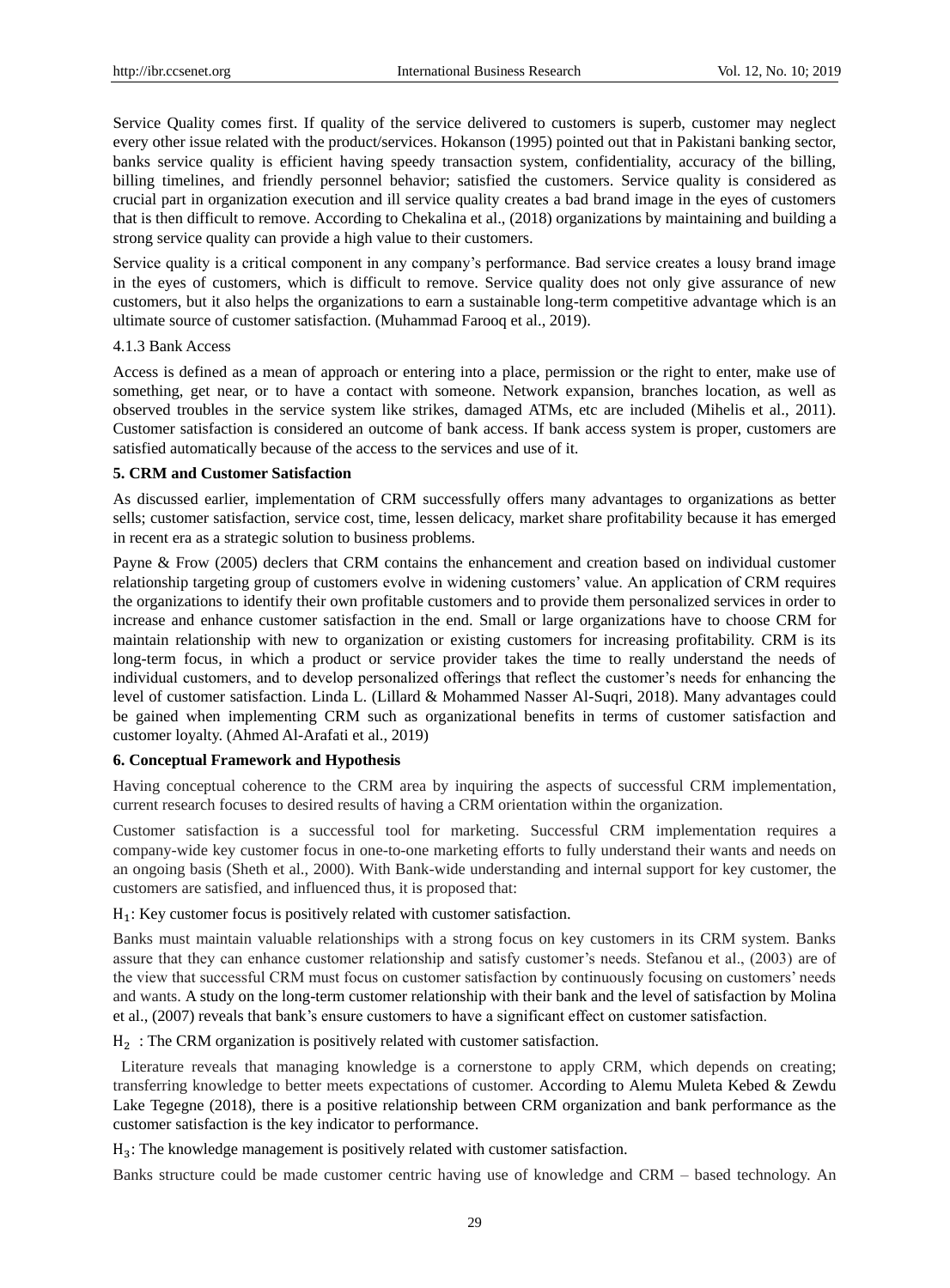Service Quality comes first. If quality of the service delivered to customers is superb, customer may neglect every other issue related with the product/services. Hokanson (1995) pointed out that in Pakistani banking sector, banks service quality is efficient having speedy transaction system, confidentiality, accuracy of the billing, billing timelines, and friendly personnel behavior; satisfied the customers. Service quality is considered as crucial part in organization execution and ill service quality creates a bad brand image in the eyes of customers that is then difficult to remove. According to Chekalina et al., (2018) organizations by maintaining and building a strong service quality can provide a high value to their customers.

Service quality is a critical component in any company's performance. Bad service creates a lousy brand image in the eyes of customers, which is difficult to remove. Service quality does not only give assurance of new customers, but it also helps the organizations to earn a sustainable long-term competitive advantage which is an ultimate source of customer satisfaction. (Muhammad Farooq et al., 2019).

#### 4.1.3 Bank Access

Access is defined as a mean of approach or entering into a place, permission or the right to enter, make use of something, get near, or to have a contact with someone. Network expansion, branches location, as well as observed troubles in the service system like strikes, damaged ATMs, etc are included (Mihelis et al., 2011). Customer satisfaction is considered an outcome of bank access. If bank access system is proper, customers are satisfied automatically because of the access to the services and use of it.

## 5. CRM and Customer Satisfaction

As discussed earlier, implementation of CRM successfully offers many advantages to organizations as better sells; customer satisfaction, service cost, time, lessen delicacy, market share profitability because it has emerged in recent era as a strategic solution to business problems.

Payne & Frow (2005) declers that CRM contains the enhancement and creation based on individual customer relationship targeting group of customers evolve in widening customers' value. An application of CRM requires the organizations to identify their own profitable customers and to provide them personalized services in order to increase and enhance customer satisfaction in the end. Small or large organizations have to choose CRM for maintain relationship with new to organization or existing customers for increasing profitability. CRM is its long-term focus, in which a product or service provider takes the time to really understand the needs of individual customers, and to develop personalized offerings that reflect the customer's needs for enhancing the level of customer satisfaction. Linda L. (Lillard & Mohammed Nasser Al-Suqri, 2018). Many advantages could be gained when implementing CRM such as organizational benefits in terms of customer satisfaction and customer loyalty. (Ahmed Al-Arafati et al., 2019)

## 6. Conceptual Framework and Hypothesis

Having conceptual coherence to the CRM area by inquiring the aspects of successful CRM implementation, current research focuses to desired results of having a CRM orientation within the organization.

Customer satisfaction is a successful tool for marketing. Successful CRM implementation requires a company-wide key customer focus in one-to-one marketing efforts to fully understand their wants and needs on an ongoing basis (Sheth et al., 2000). With Bank-wide understanding and internal support for key customer, the customers are satisfied, and influenced thus, it is proposed that:

$H_1$: Key customer focus is positively related with customer satisfaction.

Banks must maintain valuable relationships with a strong focus on key customers in its CRM system. Banks assure that they can enhance customer relationship and satisfy customer's needs. Stefanou et al., (2003) are of the view that successful CRM must focus on customer satisfaction by continuously focusing on customers' needs and wants. A study on the long-term customer relationship with their bank and the level of satisfaction by Molina et al., (2007) reveals that bank's ensure customers to have a significant effect on customer satisfaction.

$H_2$ : The CRM organization is positively related with customer satisfaction.

Literature reveals that managing knowledge is a cornerstone to apply CRM, which depends on creating; transferring knowledge to better meets expectations of customer. According to Alemu Muleta Kebed & Zewdu Lake Tegegne (2018), there is a positive relationship between CRM organization and bank performance as the customer satisfaction is the key indicator to performance.

$H_3$: The knowledge management is positively related with customer satisfaction.

Banks structure could be made customer centric having use of knowledge and CRM – based technology. An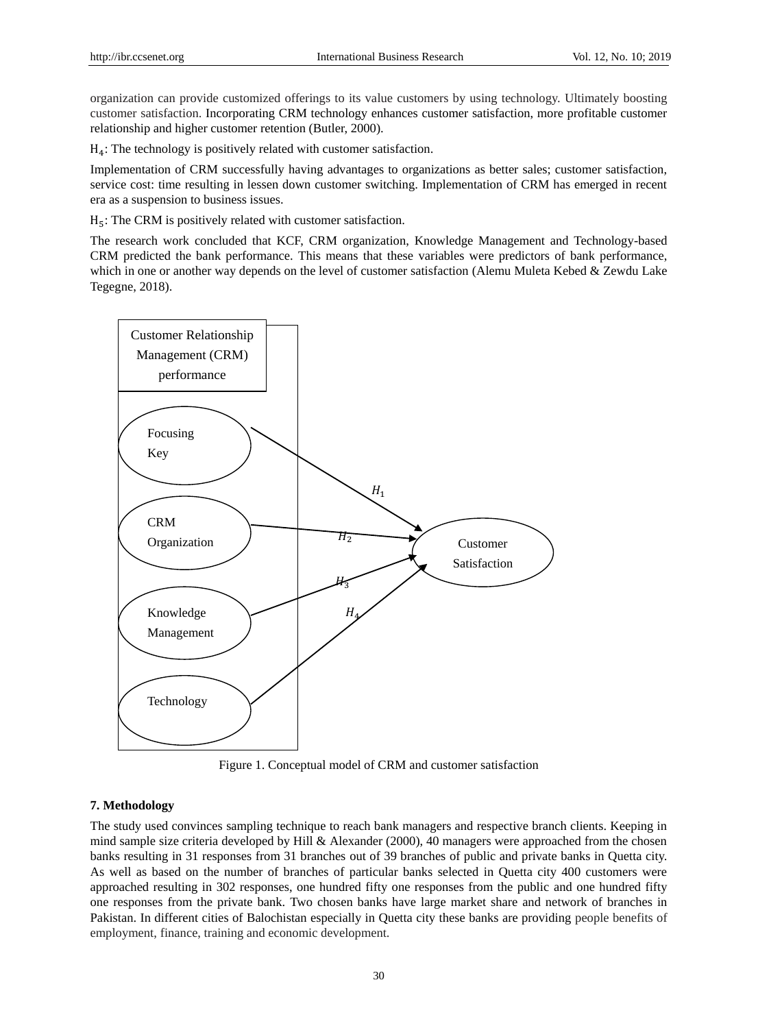organization can provide customized offerings to its value customers by using technology. Ultimately boosting customer satisfaction. Incorporating CRM technology enhances customer satisfaction, more profitable customer relationship and higher customer retention (Butler, 2000).

$H_4$: The technology is positively related with customer satisfaction.

Implementation of CRM successfully having advantages to organizations as better sales; customer satisfaction, service cost: time resulting in lessen down customer switching. Implementation of CRM has emerged in recent era as a suspension to business issues.

$H_5$: The CRM is positively related with customer satisfaction.

The research work concluded that KCF, CRM organization, Knowledge Management and Technology-based CRM predicted the bank performance. This means that these variables were predictors of bank performance, which in one or another way depends on the level of customer satisfaction (Alemu Muleta Kebed & Zewdu Lake Tegegne, 2018).

Customer Relationship Management (CRM) performance

Focusing Key

CRM Organization

Knowledge Management

Technology

$H_1$

$H_2$

$H_3$

$H_4$

Customer Satisfaction

Figure 1. Conceptual model of CRM and customer satisfaction

### 7. Methodology

The study used convinces sampling technique to reach bank managers and respective branch clients. Keeping in mind sample size criteria developed by Hill & Alexander (2000), 40 managers were approached from the chosen banks resulting in 31 responses from 31 branches out of 39 branches of public and private banks in Quetta city. As well as based on the number of branches of particular banks selected in Quetta city 400 customers were approached resulting in 302 responses, one hundred fifty one responses from the public and one hundred fifty one responses from the private bank. Two chosen banks have large market share and network of branches in Pakistan. In different cities of Balochistan especially in Quetta city these banks are providing people benefits of employment, finance, training and economic development.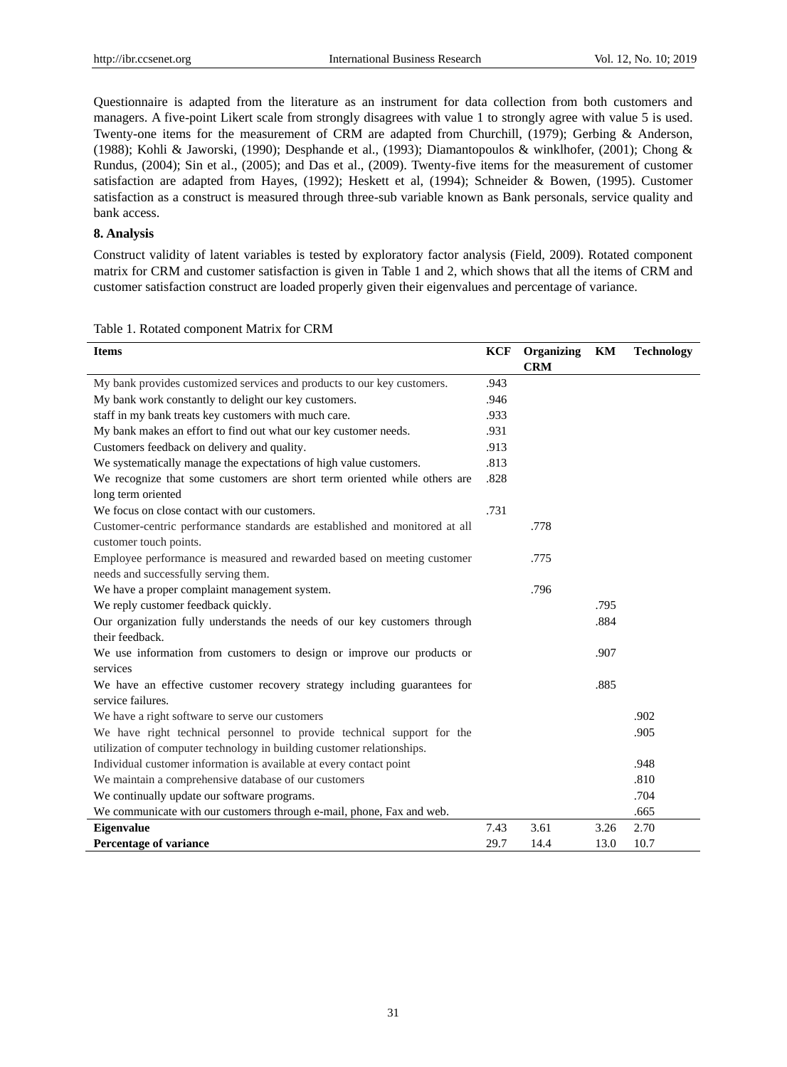Questionnaire is adapted from the literature as an instrument for data collection from both customers and managers. A five-point Likert scale from strongly disagrees with value 1 to strongly agree with value 5 is used. Twenty-one items for the measurement of CRM are adapted from Churchill, (1979); Gerbing & Anderson, (1988); Kohli & Jaworski, (1990); Desphande et al., (1993); Diamantopoulos & winklhofer, (2001); Chong & Rundus, (2004); Sin et al., (2005); and Das et al., (2009). Twenty-five items for the measurement of customer satisfaction are adapted from Hayes, (1992); Heskett et al, (1994); Schneider & Bowen, (1995). Customer satisfaction as a construct is measured through three-sub variable known as Bank personals, service quality and bank access.

## 8. Analysis

Construct validity of latent variables is tested by exploratory factor analysis (Field, 2009). Rotated component matrix for CRM and customer satisfaction is given in Table 1 and 2, which shows that all the items of CRM and customer satisfaction construct are loaded properly given their eigenvalues and percentage of variance.

Table 1. Rotated component Matrix for CRM

| Items | KCF | Organizing CRM | KM | Technology |
|---|---|---|---|---|
| My bank provides customized services and products to our key customers. | .943 | | | |
| My bank work constantly to delight our key customers. | .946 | | | |
| staff in my bank treats key customers with much care. | .933 | | | |
| My bank makes an effort to find out what our key customer needs. | .931 | | | |
| Customers feedback on delivery and quality. | .913 | | | |
| We systematically manage the expectations of high value customers. | .813 | | | |
| We recognize that some customers are short term oriented while others are long term oriented | .828 | | | |
| We focus on close contact with our customers. | .731 | | | |
| Customer-centric performance standards are established and monitored at all customer touch points. | | .778 | | |
| Employee performance is measured and rewarded based on meeting customer needs and successfully serving them. | | .775 | | |
| We have a proper complaint management system. | | .796 | | |
| We reply customer feedback quickly. | | | .795 | |
| Our organization fully understands the needs of our key customers through their feedback. | | | .884 | |
| We use information from customers to design or improve our products or services | | | .907 | |
| We have an effective customer recovery strategy including guarantees for service failures. | | | .885 | |
| We have a right software to serve our customers | | | | .902 |
| We have right technical personnel to provide technical support for the utilization of computer technology in building customer relationships. | | | | .905 |
| Individual customer information is available at every contact point | | | | .948 |
| We maintain a comprehensive database of our customers | | | | .810 |
| We continually update our software programs. | | | | .704 |
| We communicate with our customers through e-mail, phone, Fax and web. | | | | .665 |
| **Eigenvalue** | 7.43 | 3.61 | 3.26 | 2.70 |
| **Percentage of variance** | 29.7 | 14.4 | 13.0 | 10.7 |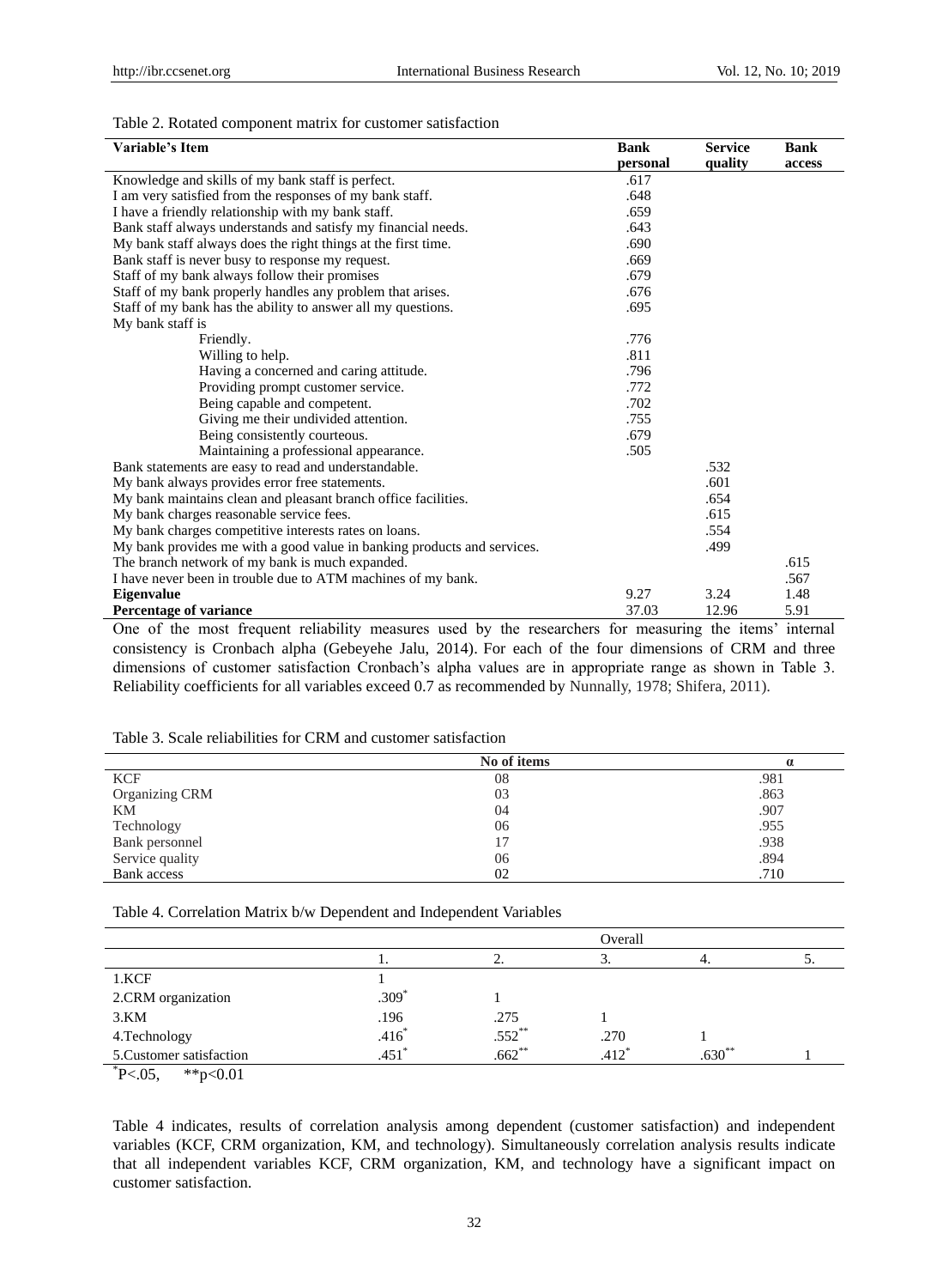Table 2. Rotated component matrix for customer satisfaction

| Variable's Item | Bank personal | Service quality | Bank access |
|---|---|---|---|
| Knowledge and skills of my bank staff is perfect. | .617 | | |
| I am very satisfied from the responses of my bank staff. | .648 | | |
| I have a friendly relationship with my bank staff. | .659 | | |
| Bank staff always understands and satisfy my financial needs. | .643 | | |
| My bank staff always does the right things at the first time. | .690 | | |
| Bank staff is never busy to response my request. | .669 | | |
| Staff of my bank always follow their promises | .679 | | |
| Staff of my bank properly handles any problem that arises. | .676 | | |
| Staff of my bank has the ability to answer all my questions. | .695 | | |
| My bank staff is | | | |
| Friendly. | .776 | | |
| Willing to help. | .811 | | |
| Having a concerned and caring attitude. | .796 | | |
| Providing prompt customer service. | .772 | | |
| Being capable and competent. | .702 | | |
| Giving me their undivided attention. | .755 | | |
| Being consistently courteous. | .679 | | |
| Maintaining a professional appearance. | .505 | | |
| Bank statements are easy to read and understandable. | | .532 | |
| My bank always provides error free statements. | | .601 | |
| My bank maintains clean and pleasant branch office facilities. | | .654 | |
| My bank charges reasonable service fees. | | .615 | |
| My bank charges competitive interests rates on loans. | | .554 | |
| My bank provides me with a good value in banking products and services. | | .499 | |
| The branch network of my bank is much expanded. | | | .615 |
| I have never been in trouble due to ATM machines of my bank. | | | .567 |
| **Eigenvalue** | 9.27 | 3.24 | 1.48 |
| **Percentage of variance** | 37.03 | 12.96 | 5.91 |

One of the most frequent reliability measures used by the researchers for measuring the items' internal consistency is Cronbach alpha (Gebeyehe Jalu, 2014). For each of the four dimensions of CRM and three dimensions of customer satisfaction Cronbach's alpha values are in appropriate range as shown in Table 3. Reliability coefficients for all variables exceed 0.7 as recommended by Nunnally, 1978; Shifera, 2011).

Table 3. Scale reliabilities for CRM and customer satisfaction

| | No of items | α |
|---|---|---|
| KCF | 08 | .981 |
| Organizing CRM | 03 | .863 |
| KM | 04 | .907 |
| Technology | 06 | .955 |
| Bank personnel | 17 | .938 |
| Service quality | 06 | .894 |
| Bank access | 02 | .710 |

Table 4. Correlation Matrix b/w Dependent and Independent Variables

| | Overall | | | | |
|---|---|---|---|---|---|
| | 1. | 2. | 3. | 4. | 5. |
| 1.KCF | 1 | | | | |
| 2.CRM organization | .309* | 1 | | | |
| 3.KM | .196 | .275 | 1 | | |
| 4.Technology | .416* | .552** | .270 | 1 | |
| 5.Customer satisfaction | .451* | .662** | .412* | .630** | 1 |

*P<.05, **p<0.01

Table 4 indicates, results of correlation analysis among dependent (customer satisfaction) and independent variables (KCF, CRM organization, KM, and technology). Simultaneously correlation analysis results indicate that all independent variables KCF, CRM organization, KM, and technology have a significant impact on customer satisfaction.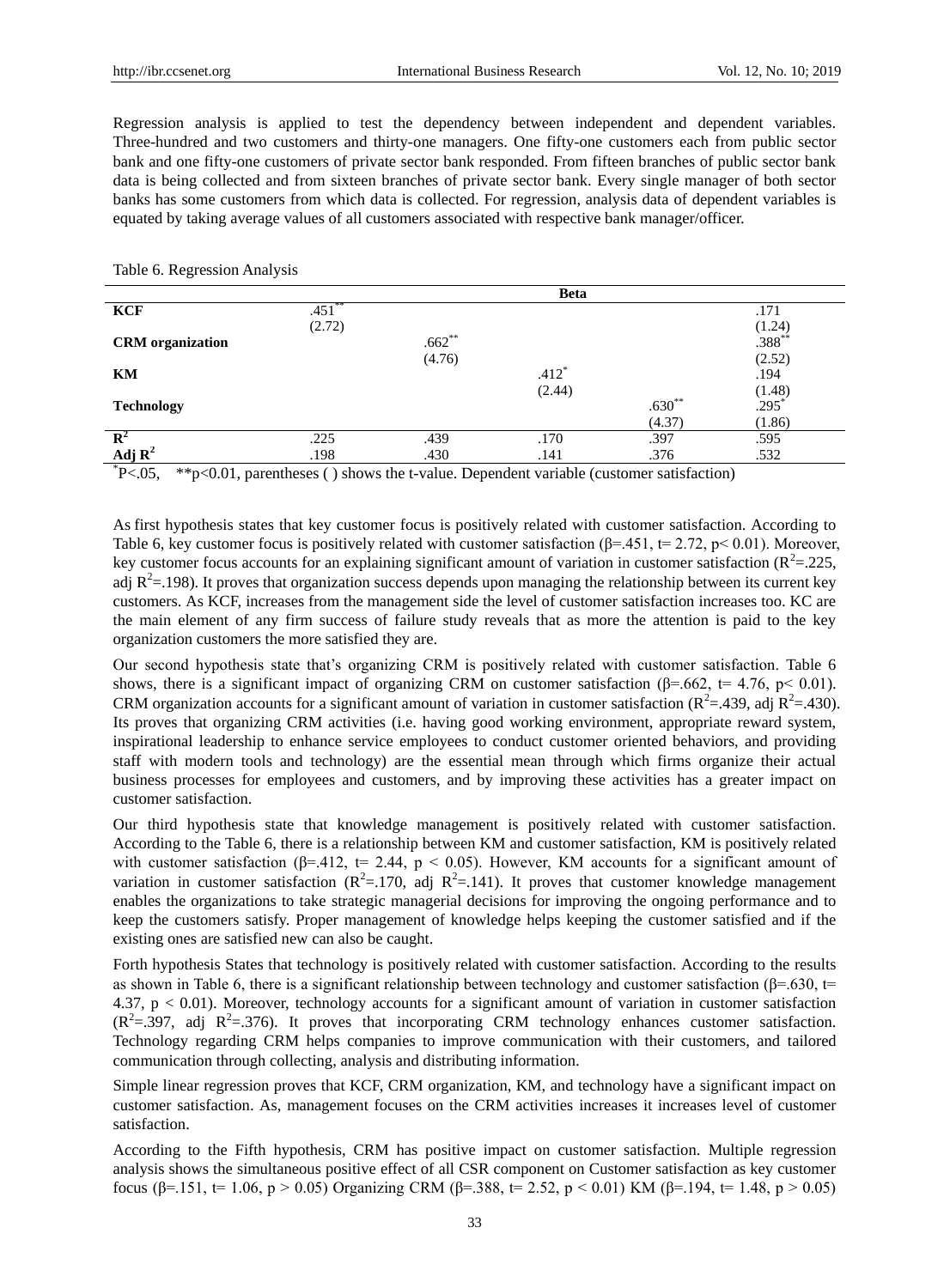Regression analysis is applied to test the dependency between independent and dependent variables. Three-hundred and two customers and thirty-one managers. One fifty-one customers each from public sector bank and one fifty-one customers of private sector bank responded. From fifteen branches of public sector bank data is being collected and from sixteen branches of private sector bank. Every single manager of both sector banks has some customers from which data is collected. For regression, analysis data of dependent variables is equated by taking average values of all customers associated with respective bank manager/officer.

Table 6. Regression Analysis

| | Beta | | | | |
|---|---|---|---|---|---|
| **KCF** | .451** | | | | .171 |
| | (2.72) | | | | (1.24) |
| **CRM organization** | | .662** | | | .388** |
| | | (4.76) | | | (2.52) |
| **KM** | | | .412* | | .194 |
| | | | (2.44) | | (1.48) |
| **Technology** | | | | .630** | .295* |
| | | | | (4.37) | (1.86) |
| $R^2$ | .225 | .439 | .170 | .397 | .595 |
| Adj $R^2$ | .198 | .430 | .141 | .376 | .532 |

*P<.05, **p<0.01, parentheses ( ) shows the t-value. Dependent variable (customer satisfaction)

As first hypothesis states that key customer focus is positively related with customer satisfaction. According to Table 6, key customer focus is positively related with customer satisfaction ($\beta$=.451, t= 2.72, $p< 0.01$). Moreover, key customer focus accounts for an explaining significant amount of variation in customer satisfaction ($R^2$=.225, adj $R^2$=.198). It proves that organization success depends upon managing the relationship between its current key customers. As KCF, increases from the management side the level of customer satisfaction increases too. KC are the main element of any firm success of failure study reveals that as more the attention is paid to the key organization customers the more satisfied they are.

Our second hypothesis state that's organizing CRM is positively related with customer satisfaction. Table 6 shows, there is a significant impact of organizing CRM on customer satisfaction ($\beta$=.662, t= 4.76, $p< 0.01$). CRM organization accounts for a significant amount of variation in customer satisfaction ($R^2$=.439, adj $R^2$=.430). Its proves that organizing CRM activities (i.e. having good working environment, appropriate reward system, inspirational leadership to enhance service employees to conduct customer oriented behaviors, and providing staff with modern tools and technology) are the essential mean through which firms organize their actual business processes for employees and customers, and by improving these activities has a greater impact on customer satisfaction.

Our third hypothesis state that knowledge management is positively related with customer satisfaction. According to the Table 6, there is a relationship between KM and customer satisfaction, KM is positively related with customer satisfaction ($\beta$=.412, t= 2.44, $p < 0.05$). However, KM accounts for a significant amount of variation in customer satisfaction ($R^2$=.170, adj $R^2$=.141). It proves that customer knowledge management enables the organizations to take strategic managerial decisions for improving the ongoing performance and to keep the customers satisfy. Proper management of knowledge helps keeping the customer satisfied and if the existing ones are satisfied new can also be caught.

Forth hypothesis States that technology is positively related with customer satisfaction. According to the results as shown in Table 6, there is a significant relationship between technology and customer satisfaction ($\beta$=.630, t= 4.37, $p < 0.01$). Moreover, technology accounts for a significant amount of variation in customer satisfaction ($R^2$=.397, adj $R^2$=.376). It proves that incorporating CRM technology enhances customer satisfaction. Technology regarding CRM helps companies to improve communication with their customers, and tailored communication through collecting, analysis and distributing information.

Simple linear regression proves that KCF, CRM organization, KM, and technology have a significant impact on customer satisfaction. As, management focuses on the CRM activities increases it increases level of customer satisfaction.

According to the Fifth hypothesis, CRM has positive impact on customer satisfaction. Multiple regression analysis shows the simultaneous positive effect of all CSR component on Customer satisfaction as key customer focus ($\beta$=.151, t= 1.06, $p > 0.05$) Organizing CRM ($\beta$=.388, t= 2.52, $p < 0.01$) KM ($\beta$=.194, t= 1.48, $p > 0.05$)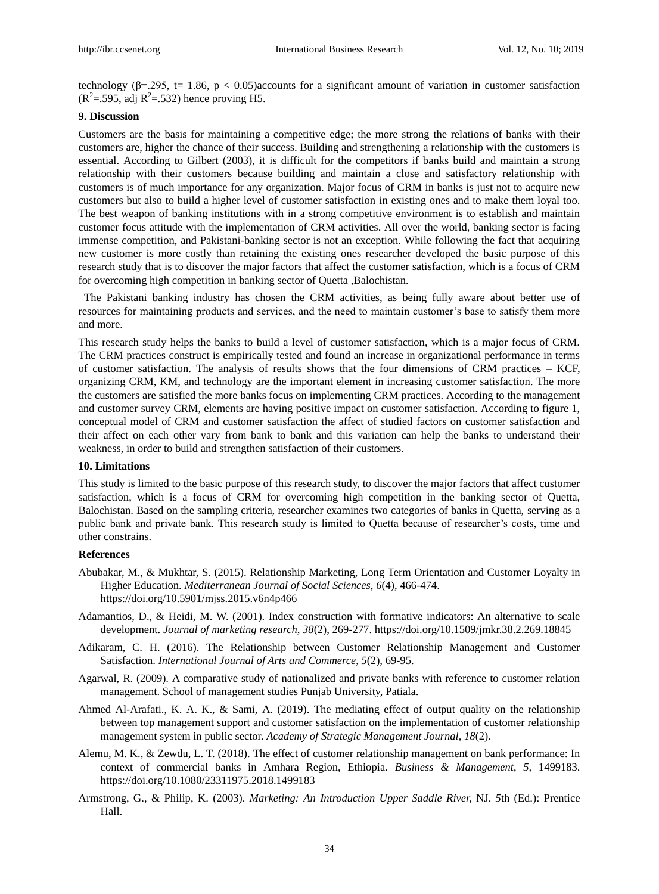technology (β=.295, t= 1.86, $p < 0.05$)accounts for a significant amount of variation in customer satisfaction ($R^2$=.595, adj $R^2$=.532) hence proving H5.

### 9. Discussion

Customers are the basis for maintaining a competitive edge; the more strong the relations of banks with their customers are, higher the chance of their success. Building and strengthening a relationship with the customers is essential. According to Gilbert (2003), it is difficult for the competitors if banks build and maintain a strong relationship with their customers because building and maintain a close and satisfactory relationship with customers is of much importance for any organization. Major focus of CRM in banks is just not to acquire new customers but also to build a higher level of customer satisfaction in existing ones and to make them loyal too. The best weapon of banking institutions with in a strong competitive environment is to establish and maintain customer focus attitude with the implementation of CRM activities. All over the world, banking sector is facing immense competition, and Pakistani-banking sector is not an exception. While following the fact that acquiring new customer is more costly than retaining the existing ones researcher developed the basic purpose of this research study that is to discover the major factors that affect the customer satisfaction, which is a focus of CRM for overcoming high competition in banking sector of Quetta ,Balochistan.

The Pakistani banking industry has chosen the CRM activities, as being fully aware about better use of resources for maintaining products and services, and the need to maintain customer's base to satisfy them more and more.

This research study helps the banks to build a level of customer satisfaction, which is a major focus of CRM. The CRM practices construct is empirically tested and found an increase in organizational performance in terms of customer satisfaction. The analysis of results shows that the four dimensions of CRM practices – KCF, organizing CRM, KM, and technology are the important element in increasing customer satisfaction. The more the customers are satisfied the more banks focus on implementing CRM practices. According to the management and customer survey CRM, elements are having positive impact on customer satisfaction. According to figure 1, conceptual model of CRM and customer satisfaction the affect of studied factors on customer satisfaction and their affect on each other vary from bank to bank and this variation can help the banks to understand their weakness, in order to build and strengthen satisfaction of their customers.

### 10. Limitations

This study is limited to the basic purpose of this research study, to discover the major factors that affect customer satisfaction, which is a focus of CRM for overcoming high competition in the banking sector of Quetta, Balochistan. Based on the sampling criteria, researcher examines two categories of banks in Quetta, serving as a public bank and private bank. This research study is limited to Quetta because of researcher's costs, time and other constrains.

### References

Abubakar, M., & Mukhtar, S. (2015). Relationship Marketing, Long Term Orientation and Customer Loyalty in Higher Education. *Mediterranean Journal of Social Sciences, 6*(4), 466-474. https://doi.org/10.5901/mjss.2015.v6n4p466

Adamantios, D., & Heidi, M. W. (2001). Index construction with formative indicators: An alternative to scale development. *Journal of marketing research, 38*(2), 269-277. https://doi.org/10.1509/jmkr.38.2.269.18845

Adikaram, C. H. (2016). The Relationship between Customer Relationship Management and Customer Satisfaction. *International Journal of Arts and Commerce, 5*(2), 69-95.

Agarwal, R. (2009). A comparative study of nationalized and private banks with reference to customer relation management. School of management studies Punjab University, Patiala.

Ahmed Al-Arafati., K. A. K., & Sami, A. (2019). The mediating effect of output quality on the relationship between top management support and customer satisfaction on the implementation of customer relationship management system in public sector. *Academy of Strategic Management Journal, 18*(2).

Alemu, M. K., & Zewdu, L. T. (2018). The effect of customer relationship management on bank performance: In context of commercial banks in Amhara Region, Ethiopia. *Business & Management*, *5,* 1499183. https://doi.org/10.1080/23311975.2018.1499183

Armstrong, G., & Philip, K. (2003). *Marketing: An Introduction Upper Saddle River,* NJ. *5*th (Ed.): Prentice Hall.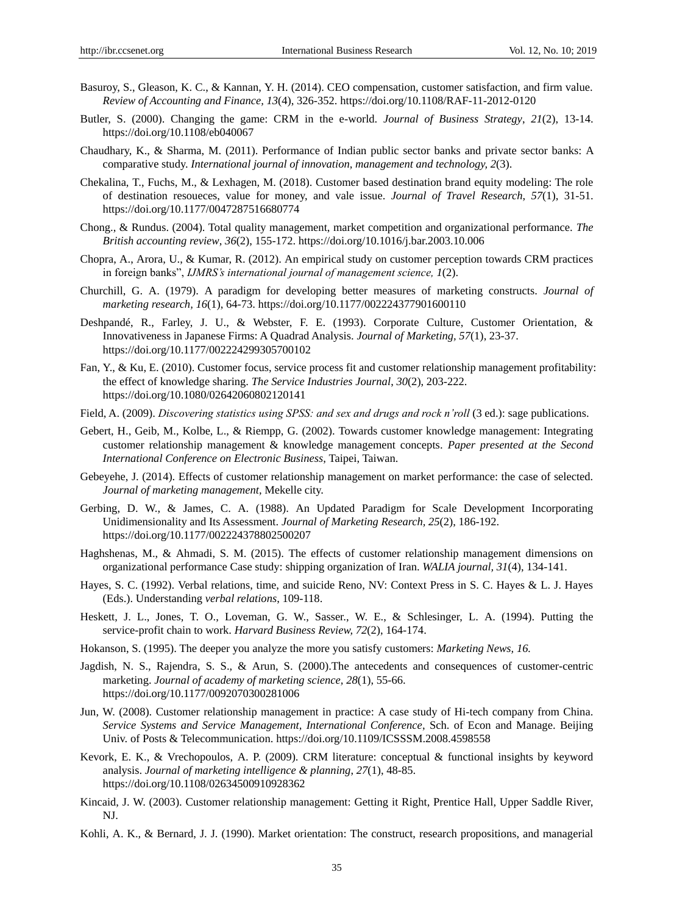Basuroy, S., Gleason, K. C., & Kannan, Y. H. (2014). CEO compensation, customer satisfaction, and firm value. *Review of Accounting and Finance, 13*(4), 326-352. https://doi.org/10.1108/RAF-11-2012-0120

Butler, S. (2000). Changing the game: CRM in the e-world. *Journal of Business Strategy*, *21*(2), 13-14. https://doi.org/10.1108/eb040067

Chaudhary, K., & Sharma, M. (2011). Performance of Indian public sector banks and private sector banks: A comparative study. *International journal of innovation, management and technology, 2*(3).

Chekalina, T., Fuchs, M., & Lexhagen, M. (2018). Customer based destination brand equity modeling: The role of destination resoueces, value for money, and vale issue. *Journal of Travel Research, 57*(1), 31-51. https://doi.org/10.1177/0047287516680774

Chong., & Rundus. (2004). Total quality management, market competition and organizational performance. *The British accounting review*, *36*(2), 155-172. https://doi.org/10.1016/j.bar.2003.10.006

Chopra, A., Arora, U., & Kumar, R. (2012). An empirical study on customer perception towards CRM practices in foreign banks", *IJMRS's international journal of management science, 1*(2).

Churchill, G. A. (1979). A paradigm for developing better measures of marketing constructs. *Journal of marketing research, 16*(1), 64-73. https://doi.org/10.1177/002224377901600110

Deshpandé, R., Farley, J. U., & Webster, F. E. (1993). Corporate Culture, Customer Orientation, & Innovativeness in Japanese Firms: A Quadrad Analysis. *Journal of Marketing, 57*(1), 23-37. https://doi.org/10.1177/002224299305700102

Fan, Y., & Ku, E. (2010). Customer focus, service process fit and customer relationship management profitability: the effect of knowledge sharing. *The Service Industries Journal, 30*(2), 203-222. https://doi.org/10.1080/02642060802120141

Field, A. (2009). *Discovering statistics using SPSS: and sex and drugs and rock n'roll* (3 ed.): sage publications.

Gebert, H., Geib, M., Kolbe, L., & Riempp, G. (2002). Towards customer knowledge management: Integrating customer relationship management & knowledge management concepts. *Paper presented at the Second International Conference on Electronic Business*, Taipei, Taiwan.

Gebeyehe, J. (2014). Effects of customer relationship management on market performance: the case of selected. *Journal of marketing management,* Mekelle city.

Gerbing, D. W., & James, C. A. (1988). An Updated Paradigm for Scale Development Incorporating Unidimensionality and Its Assessment. *Journal of Marketing Research, 25*(2), 186-192. https://doi.org/10.1177/002224378802500207

Haghshenas, M., & Ahmadi, S. M. (2015). The effects of customer relationship management dimensions on organizational performance Case study: shipping organization of Iran. *WALIA journal, 31*(4), 134-141.

Hayes, S. C. (1992). Verbal relations, time, and suicide Reno, NV: Context Press in S. C. Hayes & L. J. Hayes (Eds.). Understanding *verbal relations*, 109-118.

Heskett, J. L., Jones, T. O., Loveman, G. W., Sasser., W. E., & Schlesinger, L. A. (1994). Putting the service-profit chain to work. *Harvard Business Review, 72*(2), 164-174.

Hokanson, S. (1995). The deeper you analyze the more you satisfy customers: *Marketing News, 16.*

Jagdish, N. S., Rajendra, S. S., & Arun, S. (2000).The antecedents and consequences of customer-centric marketing. *Journal of academy of marketing science, 28*(1), 55-66. https://doi.org/10.1177/0092070300281006

Jun, W. (2008). Customer relationship management in practice: A case study of Hi-tech company from China. *Service Systems and Service Management, International Conference*, Sch. of Econ and Manage. Beijing Univ. of Posts & Telecommunication. https://doi.org/10.1109/ICSSSM.2008.4598558

Kevork, E. K., & Vrechopoulos, A. P. (2009). CRM literature: conceptual & functional insights by keyword analysis. *Journal of marketing intelligence & planning, 27*(1), 48-85. https://doi.org/10.1108/02634500910928362

Kincaid, J. W. (2003). Customer relationship management: Getting it Right, Prentice Hall, Upper Saddle River, NJ.

Kohli, A. K., & Bernard, J. J. (1990). Market orientation: The construct, research propositions, and managerial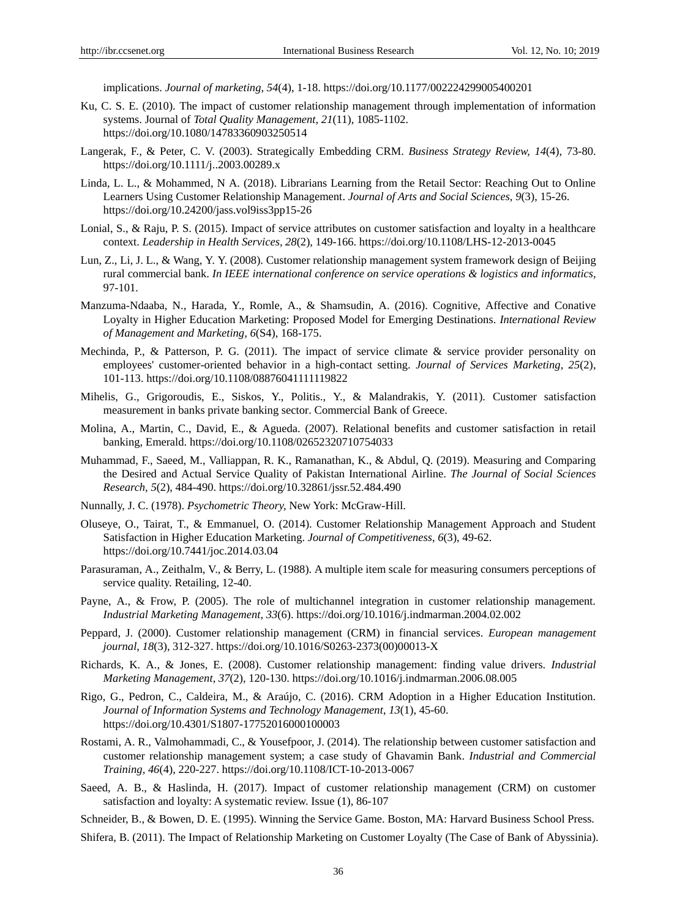implications. *Journal of marketing, 54*(4), 1-18. https://doi.org/10.1177/002224299005400201

Ku, C. S. E. (2010). The impact of customer relationship management through implementation of information systems. Journal of *Total Quality Management, 21*(11), 1085-1102. https://doi.org/10.1080/14783360903250514

Langerak, F., & Peter, C. V. (2003). Strategically Embedding CRM. *Business Strategy Review, 14*(4), 73-80. https://doi.org/10.1111/j..2003.00289.x

Linda, L. L., & Mohammed, N A. (2018). Librarians Learning from the Retail Sector: Reaching Out to Online Learners Using Customer Relationship Management. *Journal of Arts and Social Sciences, 9*(3), 15-26. https://doi.org/10.24200/jass.vol9iss3pp15-26

Lonial, S., & Raju, P. S. (2015). Impact of service attributes on customer satisfaction and loyalty in a healthcare context. *Leadership in Health Services, 28*(2), 149-166. https://doi.org/10.1108/LHS-12-2013-0045

Lun, Z., Li, J. L., & Wang, Y. Y. (2008). Customer relationship management system framework design of Beijing rural commercial bank. *In IEEE international conference on service operations & logistics and informatics*, 97-101.

Manzuma-Ndaaba, N., Harada, Y., Romle, A., & Shamsudin, A. (2016). Cognitive, Affective and Conative Loyalty in Higher Education Marketing: Proposed Model for Emerging Destinations. *International Review of Management and Marketing, 6*(S4), 168-175.

Mechinda, P., & Patterson, P. G. (2011). The impact of service climate & service provider personality on employees' customer-oriented behavior in a high-contact setting. *Journal of Services Marketing, 25*(2), 101-113. https://doi.org/10.1108/08876041111119822

Mihelis, G., Grigoroudis, E., Siskos, Y., Politis., Y., & Malandrakis, Y. (2011). Customer satisfaction measurement in banks private banking sector. Commercial Bank of Greece.

Molina, A., Martin, C., David, E., & Agueda. (2007). Relational benefits and customer satisfaction in retail banking, Emerald. https://doi.org/10.1108/02652320710754033

Muhammad, F., Saeed, M., Valliappan, R. K., Ramanathan, K., & Abdul, Q. (2019). Measuring and Comparing the Desired and Actual Service Quality of Pakistan International Airline. *The Journal of Social Sciences Research, 5*(2), 484-490. https://doi.org/10.32861/jssr.52.484.490

Nunnally, J. C. (1978). *Psychometric Theory,* New York: McGraw-Hill.

Oluseye, O., Tairat, T., & Emmanuel, O. (2014). Customer Relationship Management Approach and Student Satisfaction in Higher Education Marketing. *Journal of Competitiveness*, *6*(3), 49-62. https://doi.org/10.7441/joc.2014.03.04

Parasuraman, A., Zeithalm, V., & Berry, L. (1988). A multiple item scale for measuring consumers perceptions of service quality. Retailing, 12-40.

Payne, A., & Frow, P. (2005). The role of multichannel integration in customer relationship management. *Industrial Marketing Management*, *33*(6). https://doi.org/10.1016/j.indmarman.2004.02.002

Peppard, J. (2000). Customer relationship management (CRM) in financial services. *European management journal*, *18*(3), 312-327. https://doi.org/10.1016/S0263-2373(00)00013-X

Richards, K. A., & Jones, E. (2008). Customer relationship management: finding value drivers. *Industrial Marketing Management*, *37*(2), 120-130. https://doi.org/10.1016/j.indmarman.2006.08.005

Rigo, G., Pedron, C., Caldeira, M., & Araújo, C. (2016). CRM Adoption in a Higher Education Institution. *Journal of Information Systems and Technology Management*, *13*(1), 45-60. https://doi.org/10.4301/S1807-17752016000100003

Rostami, A. R., Valmohammadi, C., & Yousefpoor, J. (2014). The relationship between customer satisfaction and customer relationship management system; a case study of Ghavamin Bank. *Industrial and Commercial Training, 46*(4), 220-227. https://doi.org/10.1108/ICT-10-2013-0067

Saeed, A. B., & Haslinda, H. (2017). Impact of customer relationship management (CRM) on customer satisfaction and loyalty: A systematic review. Issue (1), 86-107

Schneider, B., & Bowen, D. E. (1995). Winning the Service Game. Boston, MA: Harvard Business School Press.

Shifera, B. (2011). The Impact of Relationship Marketing on Customer Loyalty (The Case of Bank of Abyssinia).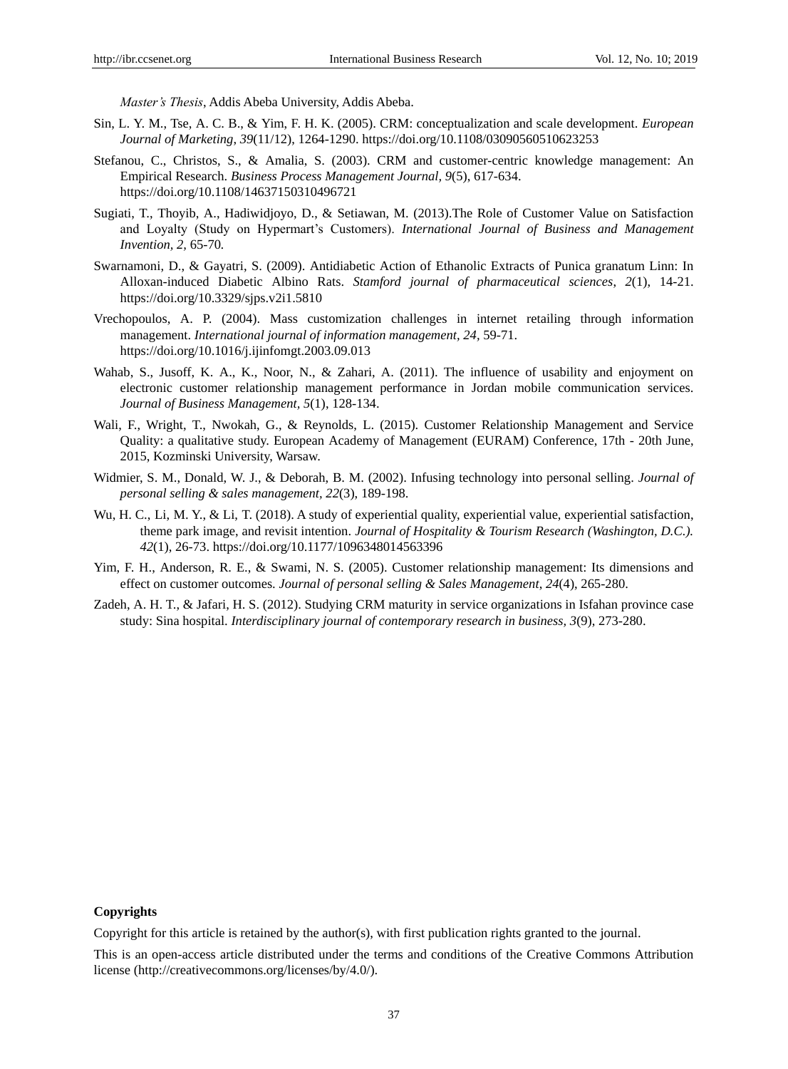*Master's Thesis*, Addis Abeba University, Addis Abeba.

Sin, L. Y. M., Tse, A. C. B., & Yim, F. H. K. (2005). CRM: conceptualization and scale development. *European Journal of Marketing*, *39*(11/12), 1264-1290. https://doi.org/10.1108/03090560510623253

Stefanou, C., Christos, S., & Amalia, S. (2003). CRM and customer-centric knowledge management: An Empirical Research. *Business Process Management Journal, 9*(5), 617-634. https://doi.org/10.1108/14637150310496721

Sugiati, T., Thoyib, A., Hadiwidjoyo, D., & Setiawan, M. (2013).The Role of Customer Value on Satisfaction and Loyalty (Study on Hypermart's Customers). *International Journal of Business and Management Invention, 2,* 65-70*.*

Swarnamoni, D., & Gayatri, S. (2009). Antidiabetic Action of Ethanolic Extracts of Punica granatum Linn: In Alloxan-induced Diabetic Albino Rats. *Stamford journal of pharmaceutical sciences*, *2*(1), 14-21. https://doi.org/10.3329/sjps.v2i1.5810

Vrechopoulos, A. P. (2004). Mass customization challenges in internet retailing through information management. *International journal of information management, 24,* 59-71. https://doi.org/10.1016/j.ijinfomgt.2003.09.013

Wahab, S., Jusoff, K. A., K., Noor, N., & Zahari, A. (2011). The influence of usability and enjoyment on electronic customer relationship management performance in Jordan mobile communication services. *Journal of Business Management, 5*(1), 128-134.

Wali, F., Wright, T., Nwokah, G., & Reynolds, L. (2015). Customer Relationship Management and Service Quality: a qualitative study. European Academy of Management (EURAM) Conference, 17th - 20th June, 2015, Kozminski University, Warsaw.

Widmier, S. M., Donald, W. J., & Deborah, B. M. (2002). Infusing technology into personal selling. *Journal of personal selling & sales management, 22*(3), 189-198.

Wu, H. C., Li, M. Y., & Li, T. (2018). A study of experiential quality, experiential value, experiential satisfaction, theme park image, and revisit intention. *Journal of Hospitality & Tourism Research (Washington, D.C.). 42*(1), 26-73. https://doi.org/10.1177/1096348014563396

Yim, F. H., Anderson, R. E., & Swami, N. S. (2005). Customer relationship management: Its dimensions and effect on customer outcomes*. Journal of personal selling & Sales Management, 24*(4), 265-280.

Zadeh, A. H. T., & Jafari, H. S. (2012). Studying CRM maturity in service organizations in Isfahan province case study: Sina hospital*. Interdisciplinary journal of contemporary research in business, 3*(9), 273-280.

**Copyrights**

Copyright for this article is retained by the author(s), with first publication rights granted to the journal.

This is an open-access article distributed under the terms and conditions of the Creative Commons Attribution license (http://creativecommons.org/licenses/by/4.0/).